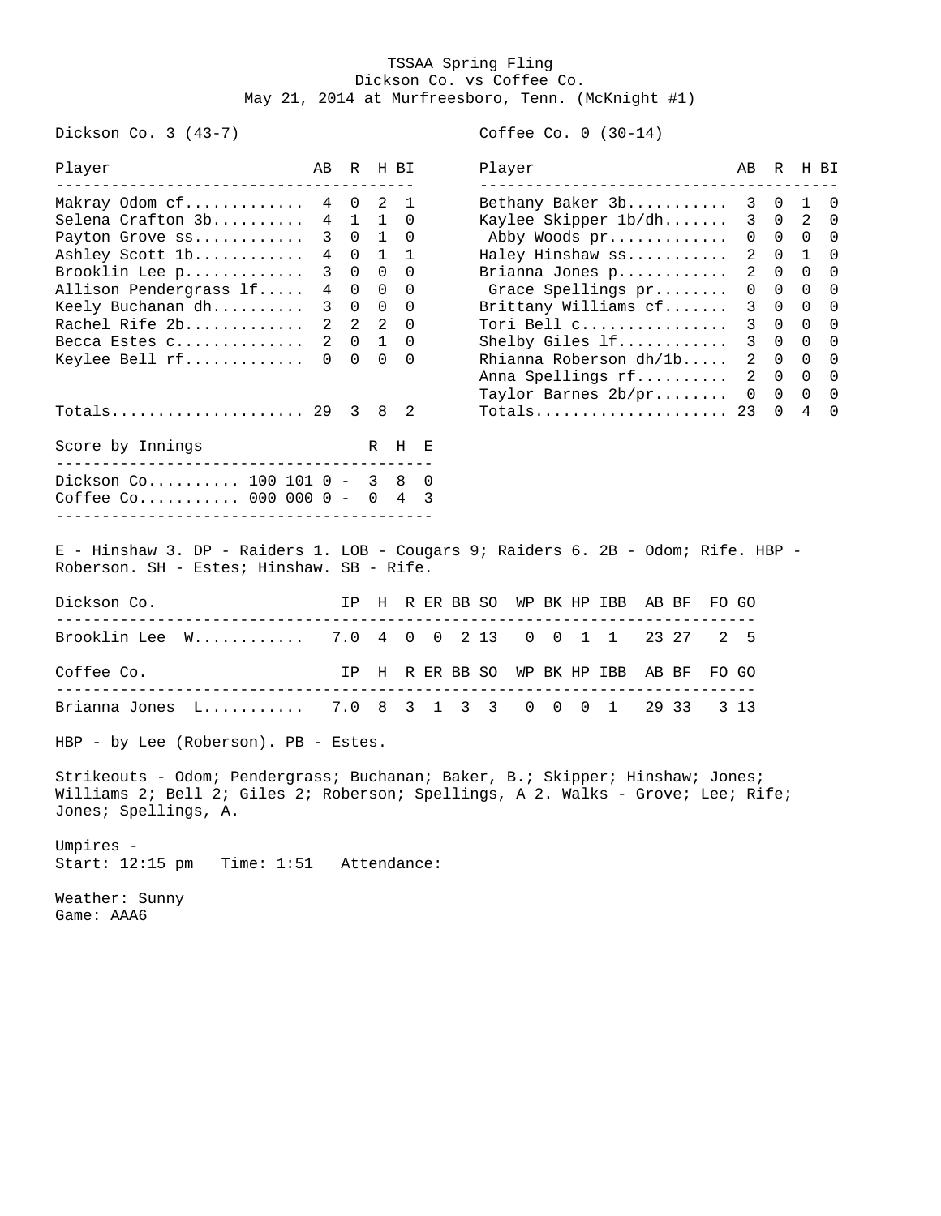# TSSAA Spring Fling

## Dickson Co. vs Coffee Co.

May 21, 2014 at Murfreesboro, Tenn. (McKnight #1)

**Dickson Co. 3 (43-7)**

| Player | AB | R | H | BI |
|---|---|---|---|---|
| Makray Odom cf | 4 | 0 | 2 | 1 |
| Selena Crafton 3b | 4 | 1 | 1 | 0 |
| Payton Grove ss | 3 | 0 | 1 | 0 |
| Ashley Scott 1b | 4 | 0 | 1 | 1 |
| Brooklin Lee p | 3 | 0 | 0 | 0 |
| Allison Pendergrass lf | 4 | 0 | 0 | 0 |
| Keely Buchanan dh | 3 | 0 | 0 | 0 |
| Rachel Rife 2b | 2 | 2 | 2 | 0 |
| Becca Estes c | 2 | 0 | 1 | 0 |
| Keylee Bell rf | 0 | 0 | 0 | 0 |
| Totals | 29 | 3 | 8 | 2 |

**Coffee Co. 0 (30-14)**

| Player | AB | R | H | BI |
|---|---|---|---|---|
| Bethany Baker 3b | 3 | 0 | 1 | 0 |
| Kaylee Skipper 1b/dh | 3 | 0 | 2 | 0 |
| Abby Woods pr | 0 | 0 | 0 | 0 |
| Haley Hinshaw ss | 2 | 0 | 1 | 0 |
| Brianna Jones p | 2 | 0 | 0 | 0 |
| Grace Spellings pr | 0 | 0 | 0 | 0 |
| Brittany Williams cf | 3 | 0 | 0 | 0 |
| Tori Bell c | 3 | 0 | 0 | 0 |
| Shelby Giles lf | 3 | 0 | 0 | 0 |
| Rhianna Roberson dh/1b | 2 | 0 | 0 | 0 |
| Anna Spellings rf | 2 | 0 | 0 | 0 |
| Taylor Barnes 2b/pr | 0 | 0 | 0 | 0 |
| Totals | 23 | 0 | 4 | 0 |

| Score by Innings | | R | H | E |
|---|---|---|---|---|
| Dickson Co. | 100 101 0 - | 3 | 8 | 0 |
| Coffee Co. | 000 000 0 - | 0 | 4 | 3 |

E - Hinshaw 3. DP - Raiders 1. LOB - Cougars 9; Raiders 6. 2B - Odom; Rife. HBP - Roberson. SH - Estes; Hinshaw. SB - Rife.

| Dickson Co. | IP | H | R | ER | BB | SO | WP | BK | HP | IBB | AB | BF | FO | GO |
|---|---|---|---|---|---|---|---|---|---|---|---|---|---|---|
| Brooklin Lee W | 7.0 | 4 | 0 | 0 | 2 | 13 | 0 | 0 | 1 | 1 | 23 | 27 | 2 | 5 |

| Coffee Co. | IP | H | R | ER | BB | SO | WP | BK | HP | IBB | AB | BF | FO | GO |
|---|---|---|---|---|---|---|---|---|---|---|---|---|---|---|
| Brianna Jones L | 7.0 | 8 | 3 | 1 | 3 | 3 | 0 | 0 | 0 | 1 | 29 | 33 | 3 | 13 |

HBP - by Lee (Roberson). PB - Estes.

Strikeouts - Odom; Pendergrass; Buchanan; Baker, B.; Skipper; Hinshaw; Jones; Williams 2; Bell 2; Giles 2; Roberson; Spellings, A 2. Walks - Grove; Lee; Rife; Jones; Spellings, A.

Umpires -
Start: 12:15 pm   Time: 1:51   Attendance:

Weather: Sunny
Game: AAA6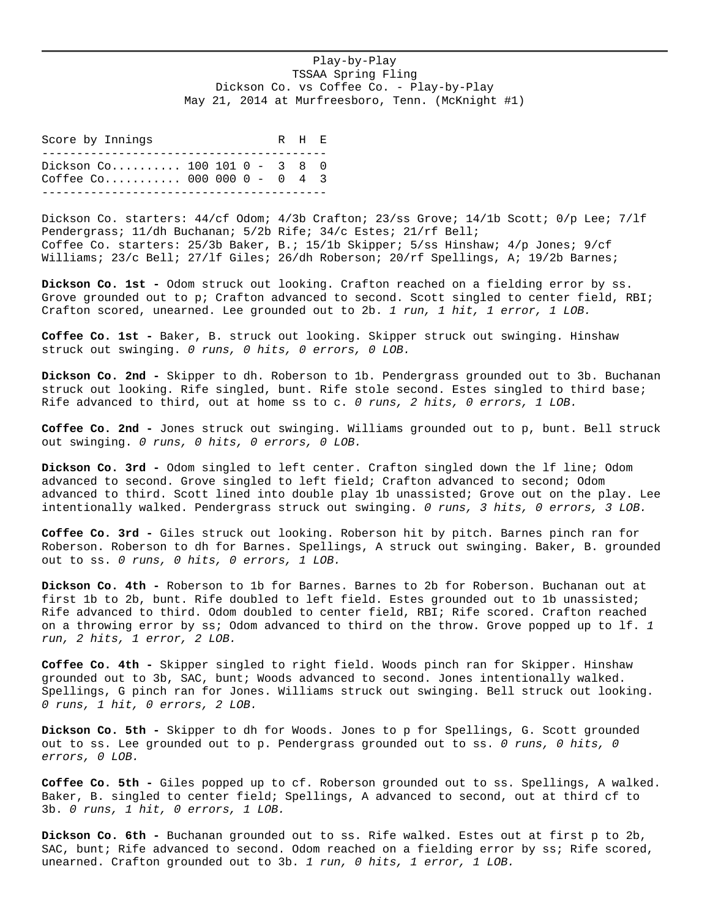Play-by-Play
TSSAA Spring Fling
Dickson Co. vs Coffee Co. - Play-by-Play
May 21, 2014 at Murfreesboro, Tenn. (McKnight #1)

| Score by Innings | | R | H | E |
|---|---|---|---|---|
| Dickson Co. | 100 101 0 - | 3 | 8 | 0 |
| Coffee Co. | 000 000 0 - | 0 | 4 | 3 |

Dickson Co. starters: 44/cf Odom; 4/3b Crafton; 23/ss Grove; 14/1b Scott; 0/p Lee; 7/lf Pendergrass; 11/dh Buchanan; 5/2b Rife; 34/c Estes; 21/rf Bell;
Coffee Co. starters: 25/3b Baker, B.; 15/1b Skipper; 5/ss Hinshaw; 4/p Jones; 9/cf Williams; 23/c Bell; 27/lf Giles; 26/dh Roberson; 20/rf Spellings, A; 19/2b Barnes;

**Dickson Co. 1st -** Odom struck out looking. Crafton reached on a fielding error by ss. Grove grounded out to p; Crafton advanced to second. Scott singled to center field, RBI; Crafton scored, unearned. Lee grounded out to 2b. *1 run, 1 hit, 1 error, 1 LOB.*

**Coffee Co. 1st -** Baker, B. struck out looking. Skipper struck out swinging. Hinshaw struck out swinging. *0 runs, 0 hits, 0 errors, 0 LOB.*

**Dickson Co. 2nd -** Skipper to dh. Roberson to 1b. Pendergrass grounded out to 3b. Buchanan struck out looking. Rife singled, bunt. Rife stole second. Estes singled to third base; Rife advanced to third, out at home ss to c. *0 runs, 2 hits, 0 errors, 1 LOB.*

**Coffee Co. 2nd -** Jones struck out swinging. Williams grounded out to p, bunt. Bell struck out swinging. *0 runs, 0 hits, 0 errors, 0 LOB.*

**Dickson Co. 3rd -** Odom singled to left center. Crafton singled down the lf line; Odom advanced to second. Grove singled to left field; Crafton advanced to second; Odom advanced to third. Scott lined into double play 1b unassisted; Grove out on the play. Lee intentionally walked. Pendergrass struck out swinging. *0 runs, 3 hits, 0 errors, 3 LOB.*

**Coffee Co. 3rd -** Giles struck out looking. Roberson hit by pitch. Barnes pinch ran for Roberson. Roberson to dh for Barnes. Spellings, A struck out swinging. Baker, B. grounded out to ss. *0 runs, 0 hits, 0 errors, 1 LOB.*

**Dickson Co. 4th -** Roberson to 1b for Barnes. Barnes to 2b for Roberson. Buchanan out at first 1b to 2b, bunt. Rife doubled to left field. Estes grounded out to 1b unassisted; Rife advanced to third. Odom doubled to center field, RBI; Rife scored. Crafton reached on a throwing error by ss; Odom advanced to third on the throw. Grove popped up to lf. *1 run, 2 hits, 1 error, 2 LOB.*

**Coffee Co. 4th -** Skipper singled to right field. Woods pinch ran for Skipper. Hinshaw grounded out to 3b, SAC, bunt; Woods advanced to second. Jones intentionally walked. Spellings, G pinch ran for Jones. Williams struck out swinging. Bell struck out looking. *0 runs, 1 hit, 0 errors, 2 LOB.*

**Dickson Co. 5th -** Skipper to dh for Woods. Jones to p for Spellings, G. Scott grounded out to ss. Lee grounded out to p. Pendergrass grounded out to ss. *0 runs, 0 hits, 0 errors, 0 LOB.*

**Coffee Co. 5th -** Giles popped up to cf. Roberson grounded out to ss. Spellings, A walked. Baker, B. singled to center field; Spellings, A advanced to second, out at third cf to 3b. *0 runs, 1 hit, 0 errors, 1 LOB.*

**Dickson Co. 6th -** Buchanan grounded out to ss. Rife walked. Estes out at first p to 2b, SAC, bunt; Rife advanced to second. Odom reached on a fielding error by ss; Rife scored, unearned. Crafton grounded out to 3b. *1 run, 0 hits, 1 error, 1 LOB.*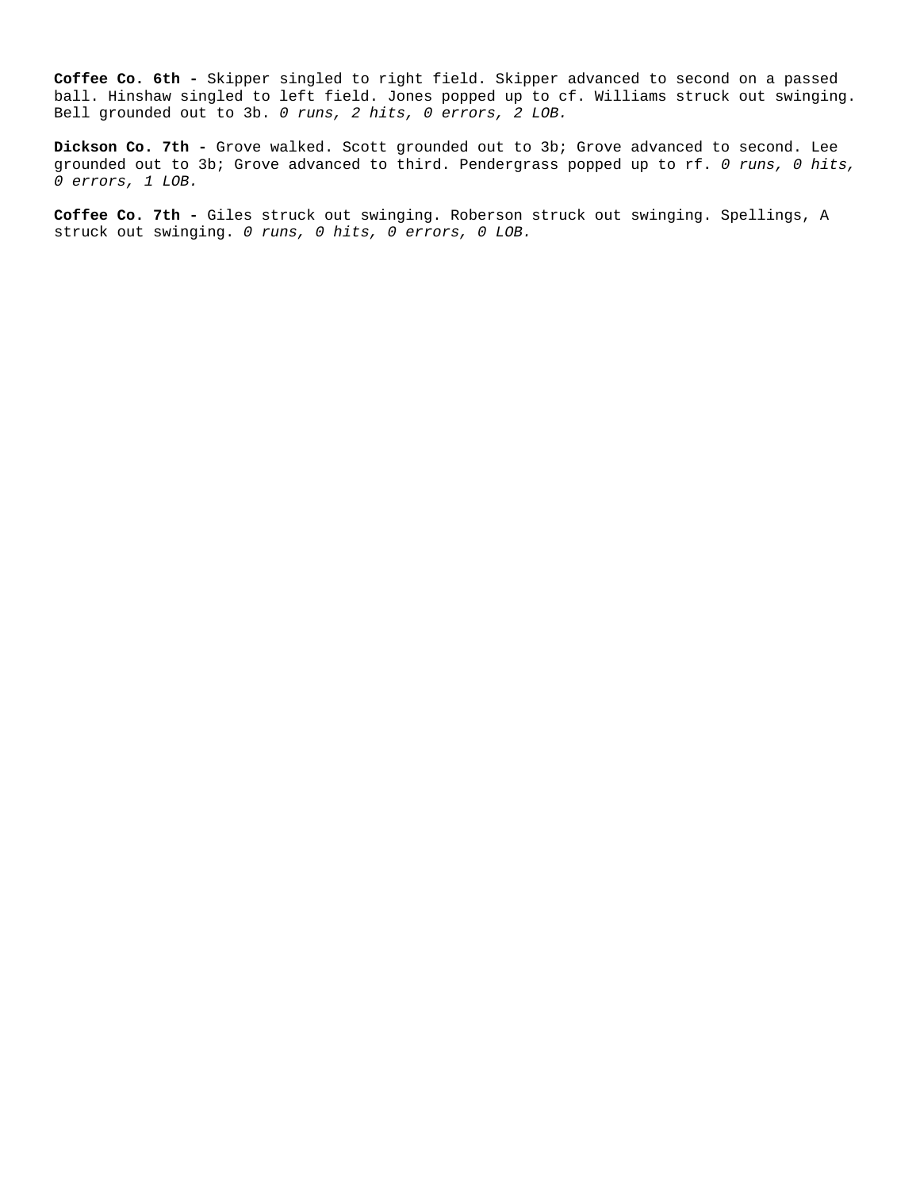**Coffee Co. 6th -** Skipper singled to right field. Skipper advanced to second on a passed ball. Hinshaw singled to left field. Jones popped up to cf. Williams struck out swinging. Bell grounded out to 3b. *0 runs, 2 hits, 0 errors, 2 LOB.*

**Dickson Co. 7th -** Grove walked. Scott grounded out to 3b; Grove advanced to second. Lee grounded out to 3b; Grove advanced to third. Pendergrass popped up to rf. *0 runs, 0 hits, 0 errors, 1 LOB.*

**Coffee Co. 7th -** Giles struck out swinging. Roberson struck out swinging. Spellings, A struck out swinging. *0 runs, 0 hits, 0 errors, 0 LOB.*